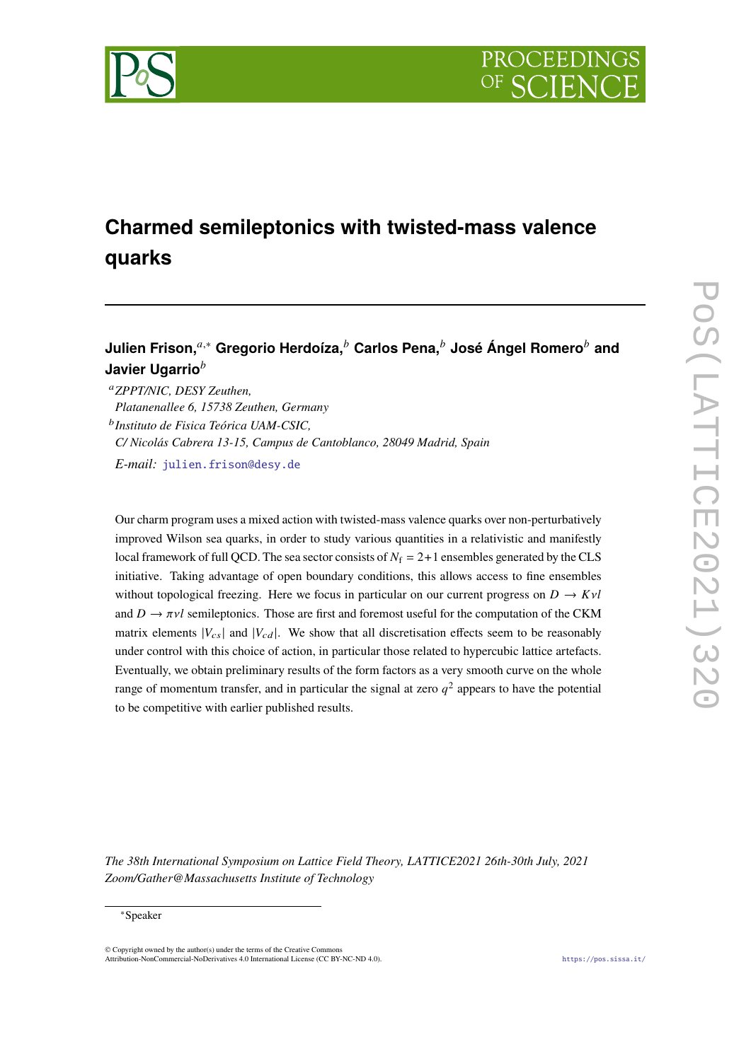# Charmed semileptonics with twisted-mass valence quarks

**Julien Frison,**[a,*] **Gregorio Herdoíza,**[b] **Carlos Pena,**[b] **José Ángel Romero**[b] **and Javier Ugarrio**[b]

[a] *ZPPT/NIC, DESY Zeuthen, Platanenallee 6, 15738 Zeuthen, Germany*

[b] *Instituto de Fisica Teórica UAM-CSIC, C/ Nicolás Cabrera 13-15, Campus de Cantoblanco, 28049 Madrid, Spain*

*E-mail:* julien.frison@desy.de

Our charm program uses a mixed action with twisted-mass valence quarks over non-perturbatively improved Wilson sea quarks, in order to study various quantities in a relativistic and manifestly local framework of full QCD. The sea sector consists of $N_\mathrm{f} = 2{+}1$ ensembles generated by the CLS initiative. Taking advantage of open boundary conditions, this allows access to fine ensembles without topological freezing. Here we focus in particular on our current progress on $D \to K\nu l$ and $D \to \pi\nu l$ semileptonics. Those are first and foremost useful for the computation of the CKM matrix elements $|V_{cs}|$ and $|V_{cd}|$. We show that all discretisation effects seem to be reasonably under control with this choice of action, in particular those related to hypercubic lattice artefacts. Eventually, we obtain preliminary results of the form factors as a very smooth curve on the whole range of momentum transfer, and in particular the signal at zero $q^2$ appears to have the potential to be competitive with earlier published results.

*The 38th International Symposium on Lattice Field Theory, LATTICE2021 26th-30th July, 2021 Zoom/Gather@Massachusetts Institute of Technology*

*Speaker

© Copyright owned by the author(s) under the terms of the Creative Commons Attribution-NonCommercial-NoDerivatives 4.0 International License (CC BY-NC-ND 4.0).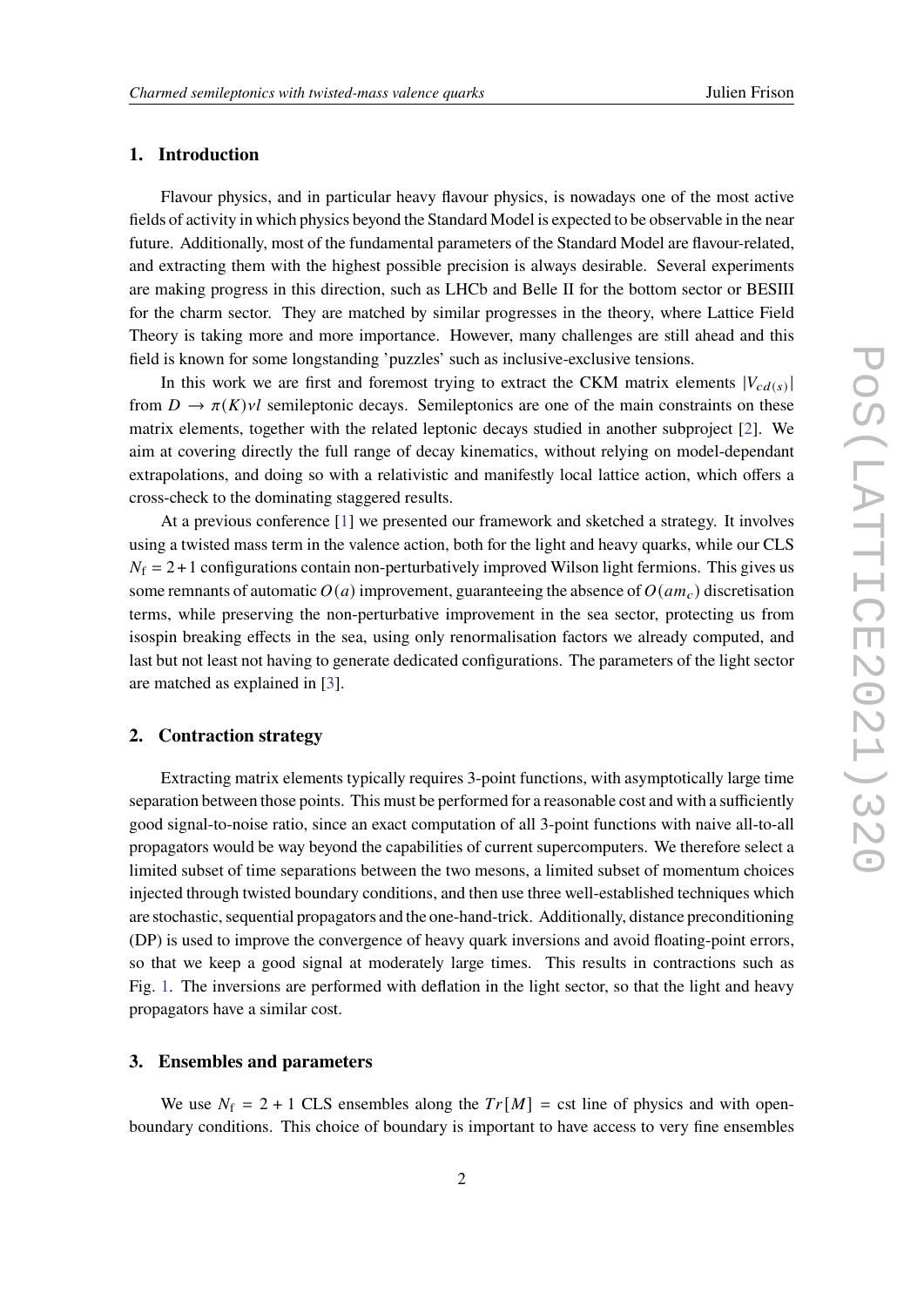## 1. Introduction

Flavour physics, and in particular heavy flavour physics, is nowadays one of the most active fields of activity in which physics beyond the Standard Model is expected to be observable in the near future. Additionally, most of the fundamental parameters of the Standard Model are flavour-related, and extracting them with the highest possible precision is always desirable. Several experiments are making progress in this direction, such as LHCb and Belle II for the bottom sector or BESIII for the charm sector. They are matched by similar progresses in the theory, where Lattice Field Theory is taking more and more importance. However, many challenges are still ahead and this field is known for some longstanding 'puzzles' such as inclusive-exclusive tensions.

In this work we are first and foremost trying to extract the CKM matrix elements $|V_{cd(s)}|$ from $D \to \pi(K)\nu l$ semileptonic decays. Semileptonics are one of the main constraints on these matrix elements, together with the related leptonic decays studied in another subproject [2]. We aim at covering directly the full range of decay kinematics, without relying on model-dependant extrapolations, and doing so with a relativistic and manifestly local lattice action, which offers a cross-check to the dominating staggered results.

At a previous conference [1] we presented our framework and sketched a strategy. It involves using a twisted mass term in the valence action, both for the light and heavy quarks, while our CLS $N_f = 2+1$ configurations contain non-perturbatively improved Wilson light fermions. This gives us some remnants of automatic $O(a)$ improvement, guaranteeing the absence of $O(am_c)$ discretisation terms, while preserving the non-perturbative improvement in the sea sector, protecting us from isospin breaking effects in the sea, using only renormalisation factors we already computed, and last but not least not having to generate dedicated configurations. The parameters of the light sector are matched as explained in [3].

## 2. Contraction strategy

Extracting matrix elements typically requires 3-point functions, with asymptotically large time separation between those points. This must be performed for a reasonable cost and with a sufficiently good signal-to-noise ratio, since an exact computation of all 3-point functions with naive all-to-all propagators would be way beyond the capabilities of current supercomputers. We therefore select a limited subset of time separations between the two mesons, a limited subset of momentum choices injected through twisted boundary conditions, and then use three well-established techniques which are stochastic, sequential propagators and the one-hand-trick. Additionally, distance preconditioning (DP) is used to improve the convergence of heavy quark inversions and avoid floating-point errors, so that we keep a good signal at moderately large times. This results in contractions such as Fig. 1. The inversions are performed with deflation in the light sector, so that the light and heavy propagators have a similar cost.

## 3. Ensembles and parameters

We use $N_f = 2 + 1$ CLS ensembles along the $Tr[M] =$ cst line of physics and with open-boundary conditions. This choice of boundary is important to have access to very fine ensembles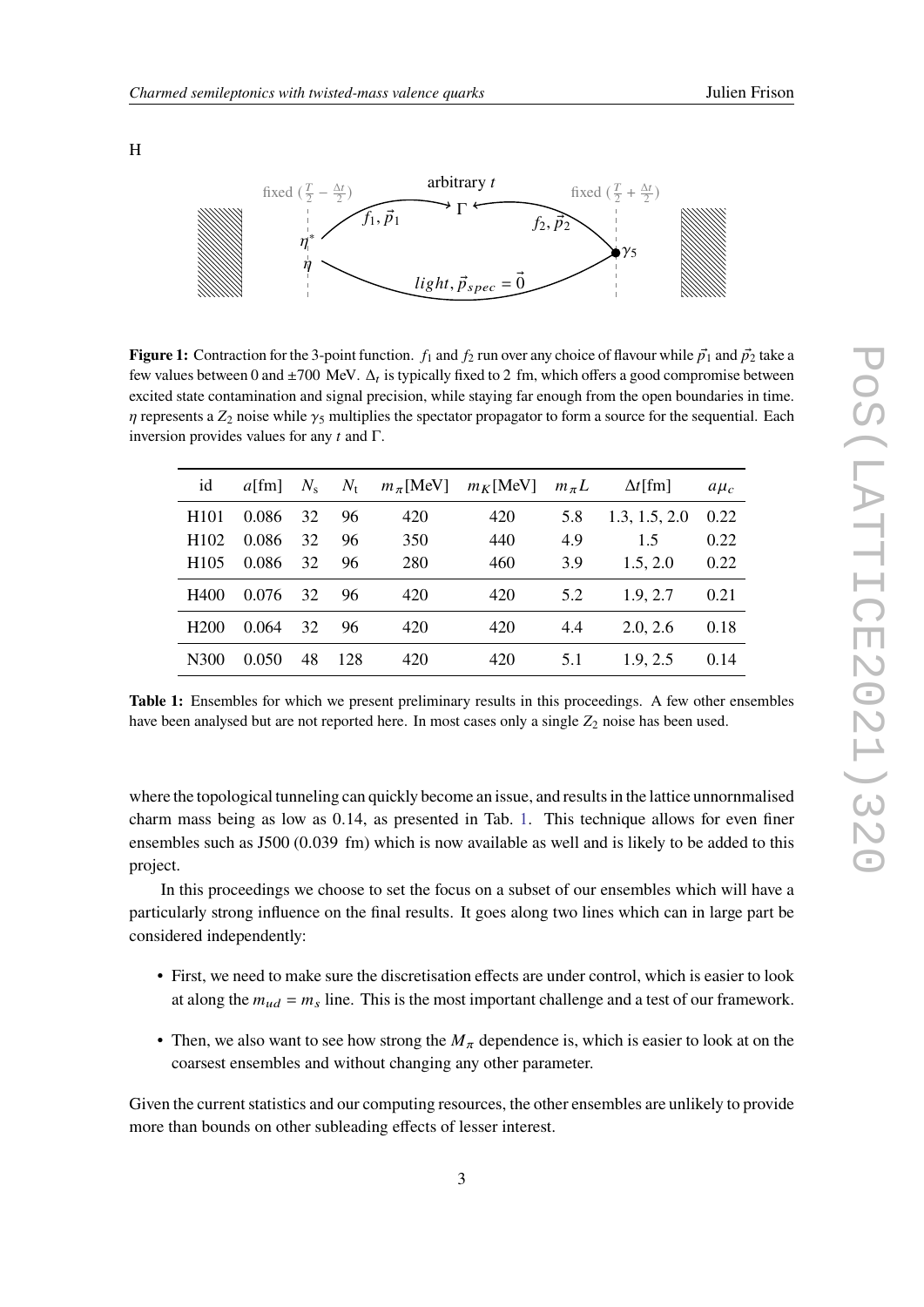H

**Figure 1:** Contraction for the 3-point function. $f_1$ and $f_2$ run over any choice of flavour while $\vec{p}_1$ and $\vec{p}_2$ take a few values between 0 and ±700 MeV. $\Delta_t$ is typically fixed to 2 fm, which offers a good compromise between excited state contamination and signal precision, while staying far enough from the open boundaries in time. $\eta$ represents a $Z_2$ noise while $\gamma_5$ multiplies the spectator propagator to form a source for the sequential. Each inversion provides values for any $t$ and $\Gamma$.

| id | $a$[fm] | $N_s$ | $N_t$ | $m_\pi$[MeV] | $m_K$[MeV] | $m_\pi L$ | $\Delta t$[fm] | $a\mu_c$ |
|---|---|---|---|---|---|---|---|---|
| H101 | 0.086 | 32 | 96 | 420 | 420 | 5.8 | 1.3, 1.5, 2.0 | 0.22 |
| H102 | 0.086 | 32 | 96 | 350 | 440 | 4.9 | 1.5 | 0.22 |
| H105 | 0.086 | 32 | 96 | 280 | 460 | 3.9 | 1.5, 2.0 | 0.22 |
| H400 | 0.076 | 32 | 96 | 420 | 420 | 5.2 | 1.9, 2.7 | 0.21 |
| H200 | 0.064 | 32 | 96 | 420 | 420 | 4.4 | 2.0, 2.6 | 0.18 |
| N300 | 0.050 | 48 | 128 | 420 | 420 | 5.1 | 1.9, 2.5 | 0.14 |

**Table 1:** Ensembles for which we present preliminary results in this proceedings. A few other ensembles have been analysed but are not reported here. In most cases only a single $Z_2$ noise has been used.

where the topological tunneling can quickly become an issue, and results in the lattice unnornmalised charm mass being as low as 0.14, as presented in Tab. 1. This technique allows for even finer ensembles such as J500 (0.039 fm) which is now available as well and is likely to be added to this project.

In this proceedings we choose to set the focus on a subset of our ensembles which will have a particularly strong influence on the final results. It goes along two lines which can in large part be considered independently:

- First, we need to make sure the discretisation effects are under control, which is easier to look at along the $m_{ud} = m_s$ line. This is the most important challenge and a test of our framework.
- Then, we also want to see how strong the $M_\pi$ dependence is, which is easier to look at on the coarsest ensembles and without changing any other parameter.

Given the current statistics and our computing resources, the other ensembles are unlikely to provide more than bounds on other subleading effects of lesser interest.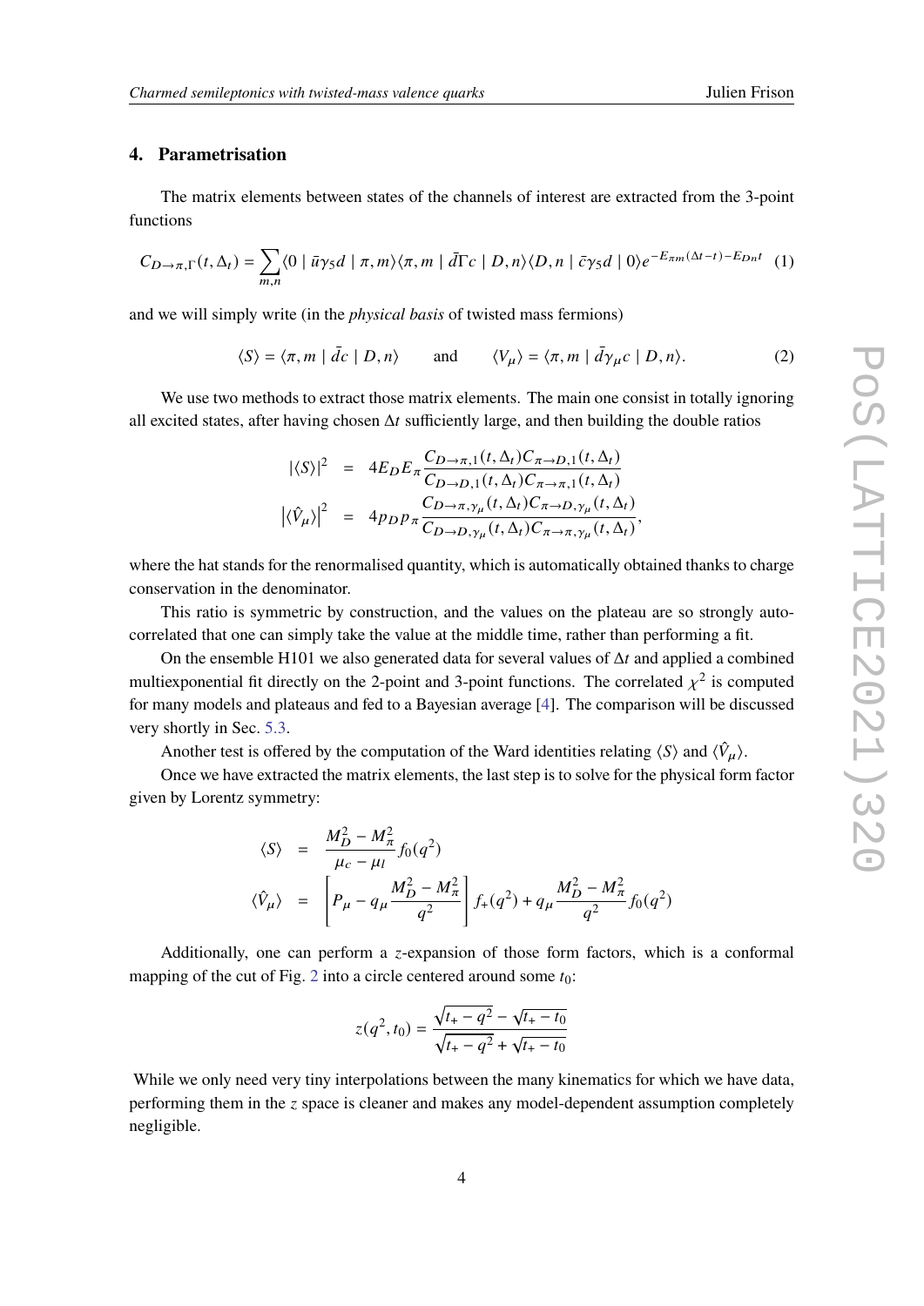## 4. Parametrisation

The matrix elements between states of the channels of interest are extracted from the 3-point functions

$$C_{D\to\pi,\Gamma}(t,\Delta_t) = \sum_{m,n} \langle 0 \mid \bar{u}\gamma_5 d \mid \pi, m\rangle\langle \pi, m \mid \bar{d}\Gamma c \mid D, n\rangle\langle D, n \mid \bar{c}\gamma_5 d \mid 0\rangle e^{-E_{\pi m}(\Delta t - t) - E_{Dn}t} \quad (1)$$

and we will simply write (in the *physical basis* of twisted mass fermions)

$$\langle S\rangle = \langle \pi, m \mid \bar{d}c \mid D, n\rangle \qquad \text{and} \qquad \langle V_\mu\rangle = \langle \pi, m \mid \bar{d}\gamma_\mu c \mid D, n\rangle. \quad (2)$$

We use two methods to extract those matrix elements. The main one consist in totally ignoring all excited states, after having chosen $\Delta t$ sufficiently large, and then building the double ratios

$$\begin{aligned}
|\langle S\rangle|^2 &= 4E_D E_\pi \frac{C_{D\to\pi,1}(t,\Delta_t)C_{\pi\to D,1}(t,\Delta_t)}{C_{D\to D,1}(t,\Delta_t)C_{\pi\to\pi,1}(t,\Delta_t)} \\
\left|\langle \hat{V}_\mu\rangle\right|^2 &= 4p_D p_\pi \frac{C_{D\to\pi,\gamma_\mu}(t,\Delta_t)C_{\pi\to D,\gamma_\mu}(t,\Delta_t)}{C_{D\to D,\gamma_\mu}(t,\Delta_t)C_{\pi\to\pi,\gamma_\mu}(t,\Delta_t)},
\end{aligned}$$

where the hat stands for the renormalised quantity, which is automatically obtained thanks to charge conservation in the denominator.

This ratio is symmetric by construction, and the values on the plateau are so strongly autocorrelated that one can simply take the value at the middle time, rather than performing a fit.

On the ensemble H101 we also generated data for several values of $\Delta t$ and applied a combined multiexponential fit directly on the 2-point and 3-point functions. The correlated $\chi^2$ is computed for many models and plateaus and fed to a Bayesian average [4]. The comparison will be discussed very shortly in Sec. 5.3.

Another test is offered by the computation of the Ward identities relating $\langle S\rangle$ and $\langle \hat{V}_\mu\rangle$.

Once we have extracted the matrix elements, the last step is to solve for the physical form factor given by Lorentz symmetry:

$$\begin{aligned}
\langle S\rangle &= \frac{M_D^2 - M_\pi^2}{\mu_c - \mu_l} f_0(q^2) \\
\langle \hat{V}_\mu\rangle &= \left[P_\mu - q_\mu \frac{M_D^2 - M_\pi^2}{q^2}\right] f_+(q^2) + q_\mu \frac{M_D^2 - M_\pi^2}{q^2} f_0(q^2)
\end{aligned}$$

Additionally, one can perform a $z$-expansion of those form factors, which is a conformal mapping of the cut of Fig. 2 into a circle centered around some $t_0$:

$$z(q^2, t_0) = \frac{\sqrt{t_+ - q^2} - \sqrt{t_+ - t_0}}{\sqrt{t_+ - q^2} + \sqrt{t_+ - t_0}}$$

While we only need very tiny interpolations between the many kinematics for which we have data, performing them in the $z$ space is cleaner and makes any model-dependent assumption completely negligible.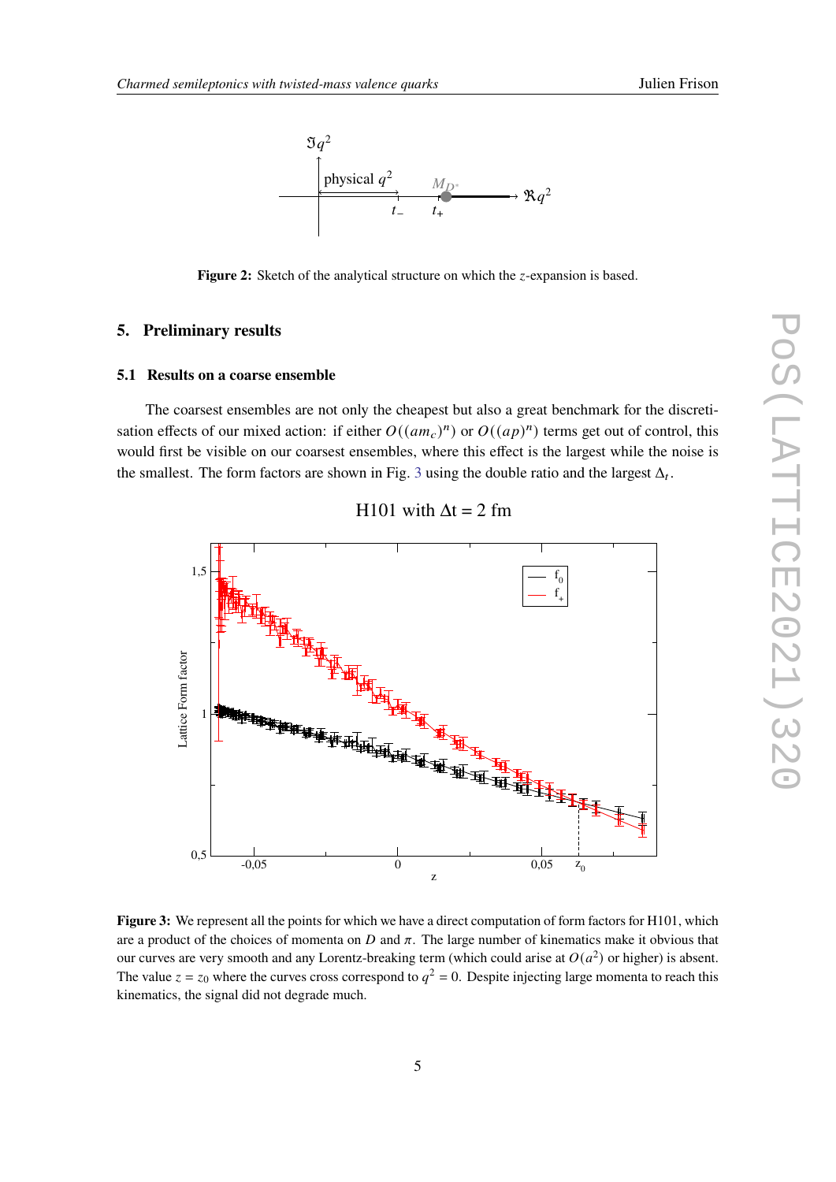**Figure 2:** Sketch of the analytical structure on which the $z$-expansion is based.

## 5. Preliminary results

### 5.1 Results on a coarse ensemble

The coarsest ensembles are not only the cheapest but also a great benchmark for the discretisation effects of our mixed action: if either $O((am_c)^n)$ or $O((ap)^n)$ terms get out of control, this would first be visible on our coarsest ensembles, where this effect is the largest while the noise is the smallest. The form factors are shown in Fig. 3 using the double ratio and the largest $\Delta_t$.

**Figure 3:** We represent all the points for which we have a direct computation of form factors for H101, which are a product of the choices of momenta on $D$ and $\pi$. The large number of kinematics make it obvious that our curves are very smooth and any Lorentz-breaking term (which could arise at $O(a^2)$ or higher) is absent. The value $z = z_0$ where the curves cross correspond to $q^2 = 0$. Despite injecting large momenta to reach this kinematics, the signal did not degrade much.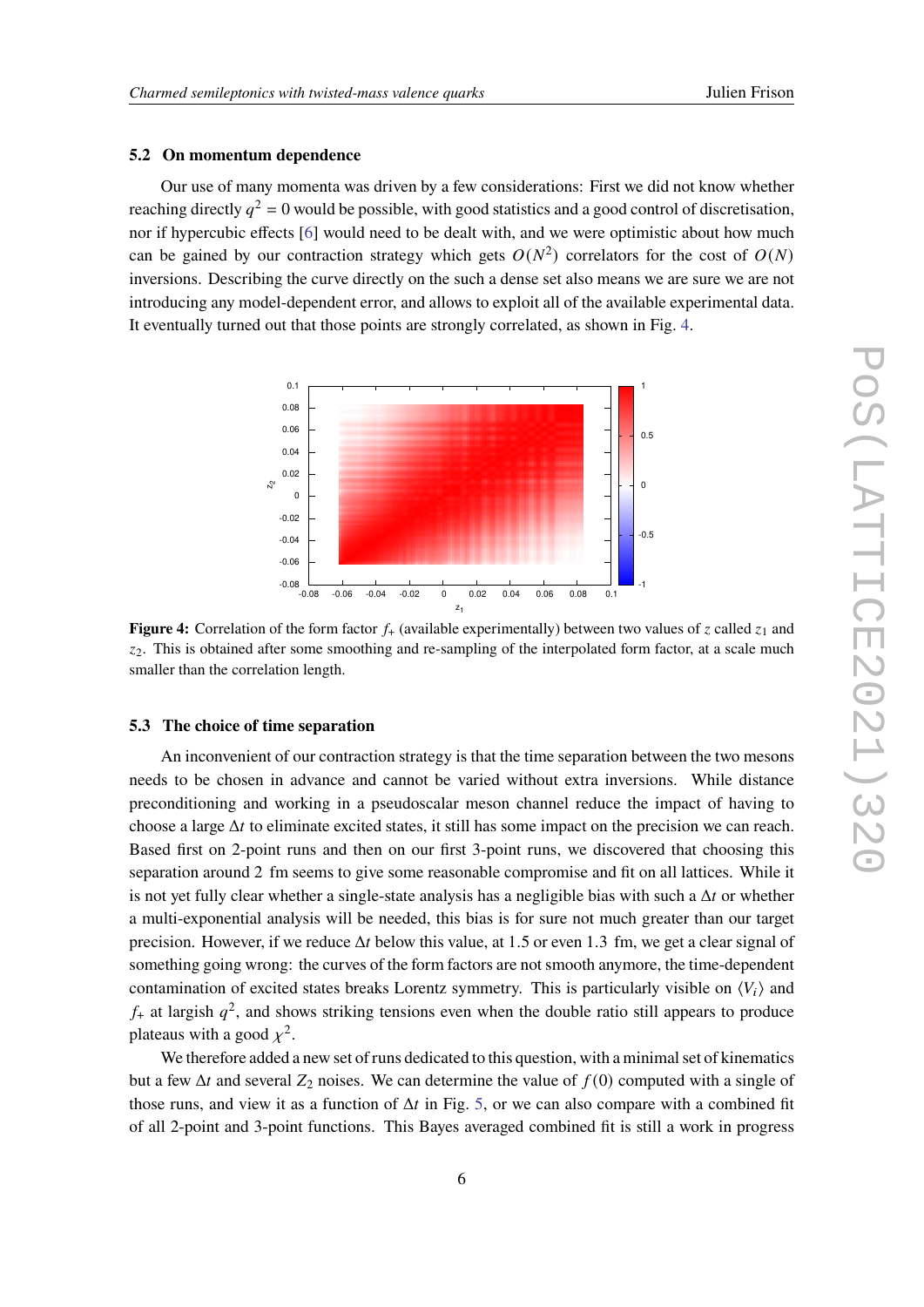### 5.2 On momentum dependence

Our use of many momenta was driven by a few considerations: First we did not know whether reaching directly $q^2 = 0$ would be possible, with good statistics and a good control of discretisation, nor if hypercubic effects [6] would need to be dealt with, and we were optimistic about how much can be gained by our contraction strategy which gets $O(N^2)$ correlators for the cost of $O(N)$ inversions. Describing the curve directly on the such a dense set also means we are sure we are not introducing any model-dependent error, and allows to exploit all of the available experimental data. It eventually turned out that those points are strongly correlated, as shown in Fig. 4.

**Figure 4:** Correlation of the form factor $f_+$ (available experimentally) between two values of $z$ called $z_1$ and $z_2$. This is obtained after some smoothing and re-sampling of the interpolated form factor, at a scale much smaller than the correlation length.

### 5.3 The choice of time separation

An inconvenient of our contraction strategy is that the time separation between the two mesons needs to be chosen in advance and cannot be varied without extra inversions. While distance preconditioning and working in a pseudoscalar meson channel reduce the impact of having to choose a large $\Delta t$ to eliminate excited states, it still has some impact on the precision we can reach. Based first on 2-point runs and then on our first 3-point runs, we discovered that choosing this separation around 2 fm seems to give some reasonable compromise and fit on all lattices. While it is not yet fully clear whether a single-state analysis has a negligible bias with such a $\Delta t$ or whether a multi-exponential analysis will be needed, this bias is for sure not much greater than our target precision. However, if we reduce $\Delta t$ below this value, at 1.5 or even 1.3 fm, we get a clear signal of something going wrong: the curves of the form factors are not smooth anymore, the time-dependent contamination of excited states breaks Lorentz symmetry. This is particularly visible on $\langle V_i \rangle$ and $f_+$ at largish $q^2$, and shows striking tensions even when the double ratio still appears to produce plateaus with a good $\chi^2$.

We therefore added a new set of runs dedicated to this question, with a minimal set of kinematics but a few $\Delta t$ and several $Z_2$ noises. We can determine the value of $f(0)$ computed with a single of those runs, and view it as a function of $\Delta t$ in Fig. 5, or we can also compare with a combined fit of all 2-point and 3-point functions. This Bayes averaged combined fit is still a work in progress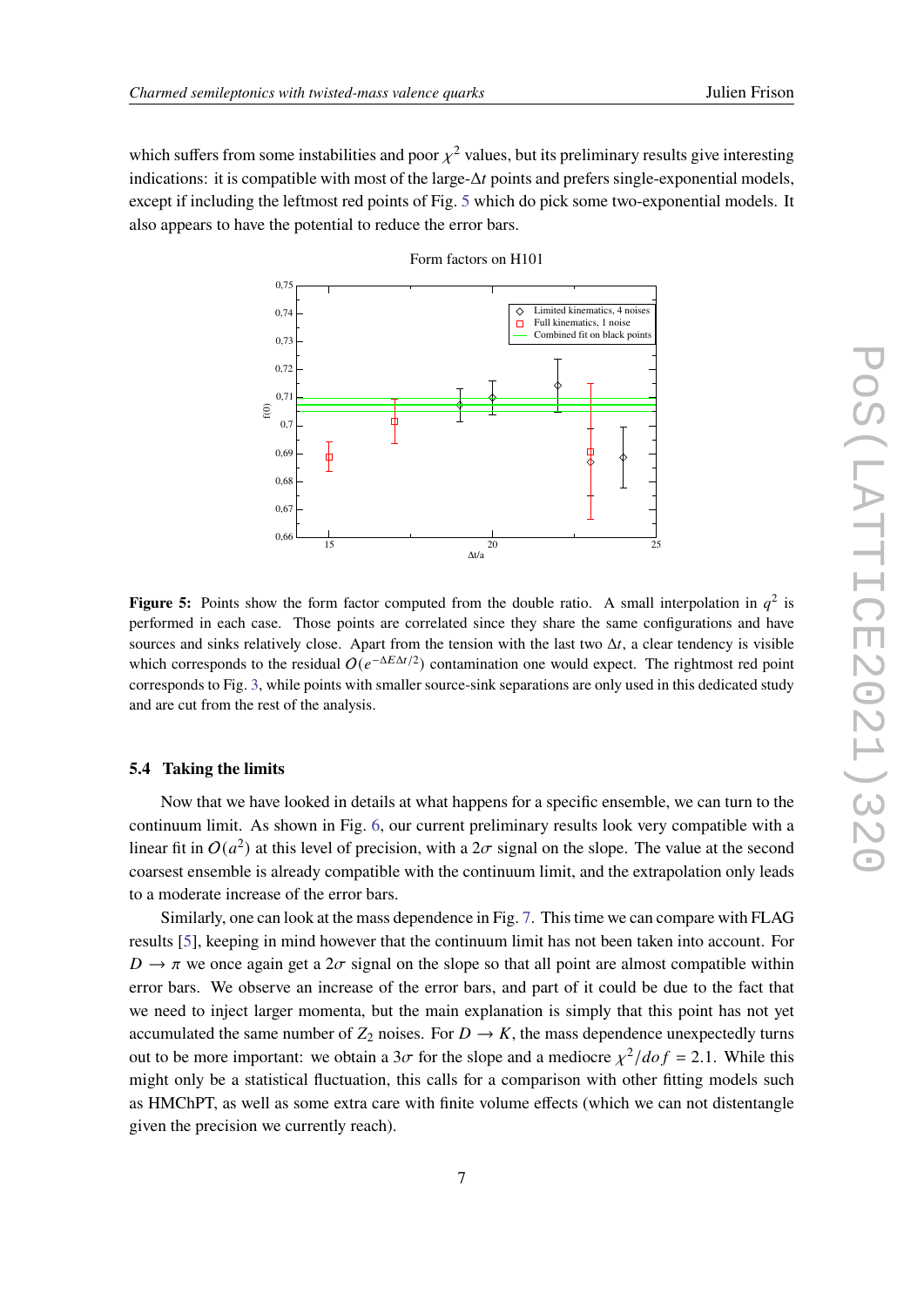which suffers from some instabilities and poor $\chi^2$ values, but its preliminary results give interesting indications: it is compatible with most of the large-$\Delta t$ points and prefers single-exponential models, except if including the leftmost red points of Fig. 5 which do pick some two-exponential models. It also appears to have the potential to reduce the error bars.

**Figure 5:** Points show the form factor computed from the double ratio. A small interpolation in $q^2$ is performed in each case. Those points are correlated since they share the same configurations and have sources and sinks relatively close. Apart from the tension with the last two $\Delta t$, a clear tendency is visible which corresponds to the residual $O(e^{-\Delta E \Delta t/2})$ contamination one would expect. The rightmost red point corresponds to Fig. 3, while points with smaller source-sink separations are only used in this dedicated study and are cut from the rest of the analysis.

### 5.4 Taking the limits

Now that we have looked in details at what happens for a specific ensemble, we can turn to the continuum limit. As shown in Fig. 6, our current preliminary results look very compatible with a linear fit in $O(a^2)$ at this level of precision, with a $2\sigma$ signal on the slope. The value at the second coarsest ensemble is already compatible with the continuum limit, and the extrapolation only leads to a moderate increase of the error bars.

Similarly, one can look at the mass dependence in Fig. 7. This time we can compare with FLAG results [5], keeping in mind however that the continuum limit has not been taken into account. For $D \to \pi$ we once again get a $2\sigma$ signal on the slope so that all point are almost compatible within error bars. We observe an increase of the error bars, and part of it could be due to the fact that we need to inject larger momenta, but the main explanation is simply that this point has not yet accumulated the same number of $Z_2$ noises. For $D \to K$, the mass dependence unexpectedly turns out to be more important: we obtain a $3\sigma$ for the slope and a mediocre $\chi^2/dof = 2.1$. While this might only be a statistical fluctuation, this calls for a comparison with other fitting models such as HMChPT, as well as some extra care with finite volume effects (which we can not distentangle given the precision we currently reach).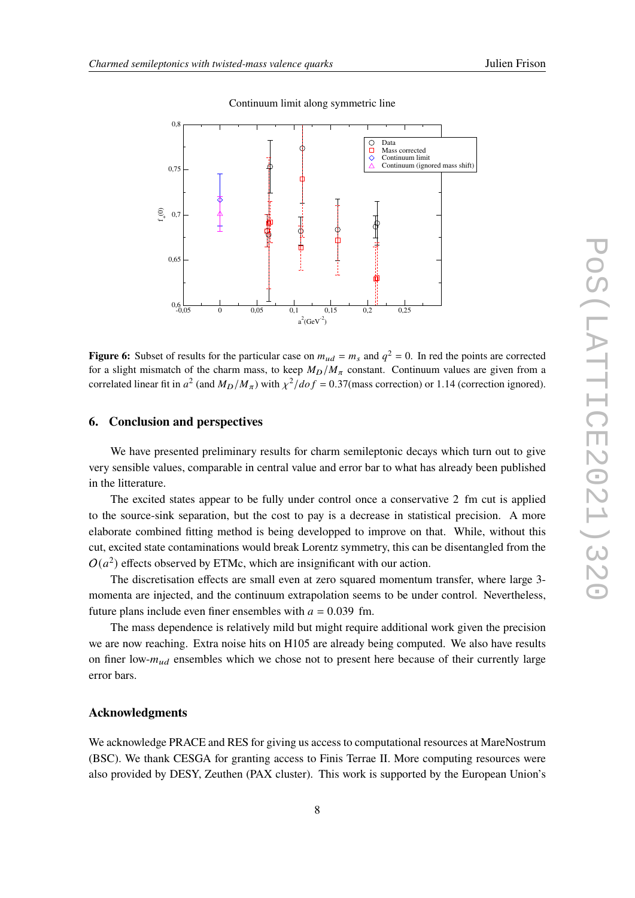**Figure 6:** Subset of results for the particular case on $m_{ud} = m_s$ and $q^2 = 0$. In red the points are corrected for a slight mismatch of the charm mass, to keep $M_D/M_\pi$ constant. Continuum values are given from a correlated linear fit in $a^2$ (and $M_D/M_\pi$) with $\chi^2/dof = 0.37$(mass correction) or 1.14 (correction ignored).

## 6. Conclusion and perspectives

We have presented preliminary results for charm semileptonic decays which turn out to give very sensible values, comparable in central value and error bar to what has already been published in the litterature.

The excited states appear to be fully under control once a conservative 2 fm cut is applied to the source-sink separation, but the cost to pay is a decrease in statistical precision. A more elaborate combined fitting method is being developped to improve on that. While, without this cut, excited state contaminations would break Lorentz symmetry, this can be disentangled from the $O(a^2)$ effects observed by ETMc, which are insignificant with our action.

The discretisation effects are small even at zero squared momentum transfer, where large 3-momenta are injected, and the continuum extrapolation seems to be under control. Nevertheless, future plans include even finer ensembles with $a = 0.039$ fm.

The mass dependence is relatively mild but might require additional work given the precision we are now reaching. Extra noise hits on H105 are already being computed. We also have results on finer low-$m_{ud}$ ensembles which we chose not to present here because of their currently large error bars.

### Acknowledgments

We acknowledge PRACE and RES for giving us access to computational resources at MareNostrum (BSC). We thank CESGA for granting access to Finis Terrae II. More computing resources were also provided by DESY, Zeuthen (PAX cluster). This work is supported by the European Union's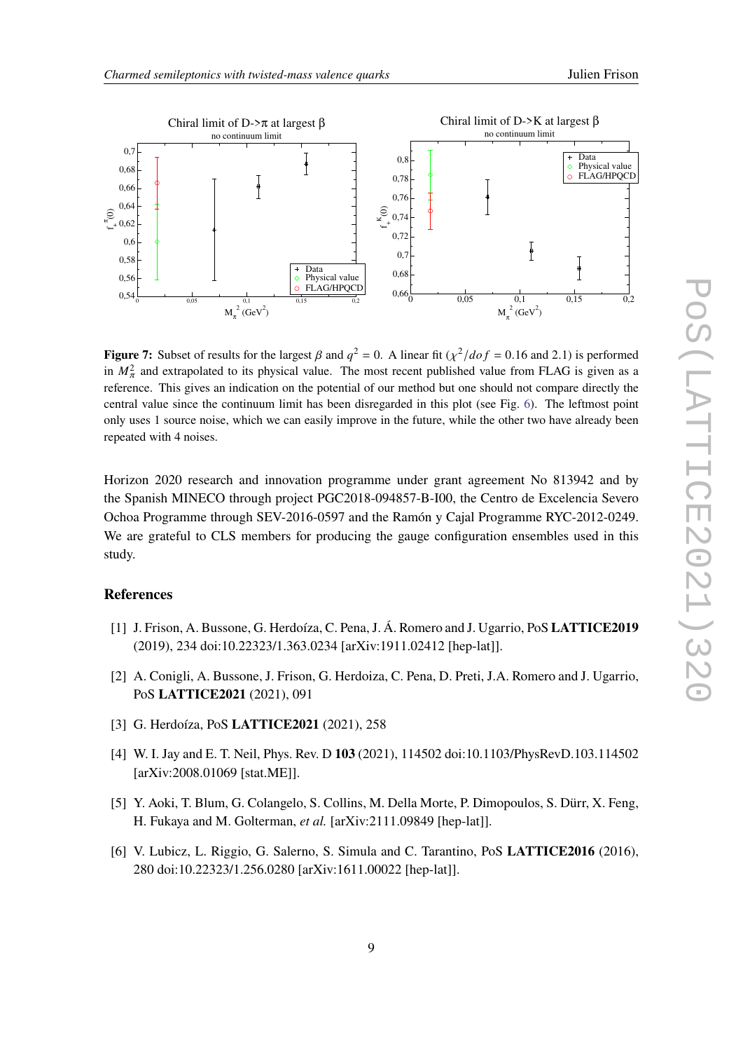Chiral limit of D->π at largest β

no continuum limit

$f_+^\pi(0)$

0,54
0,56
0,58
0,6
0,62
0,64
0,66
0,68
0,7

0
0,05
0,1
0,15
0,2

$M_\pi^2$ (GeV$^2$)

+ Data
◇ Physical value
○ FLAG/HPQCD

Chiral limit of D->K at largest β

no continuum limit

$f_+^K(0)$

0,66
0,68
0,7
0,72
0,74
0,76
0,78
0,8

0
0,05
0,1
0,15
0,2

$M_\pi^2$ (GeV$^2$)

+ Data
◇ Physical value
○ FLAG/HPQCD

**Figure 7:** Subset of results for the largest $\beta$ and $q^2 = 0$. A linear fit ($\chi^2/dof = 0.16$ and 2.1) is performed in $M_\pi^2$ and extrapolated to its physical value. The most recent published value from FLAG is given as a reference. This gives an indication on the potential of our method but one should not compare directly the central value since the continuum limit has been disregarded in this plot (see Fig. 6). The leftmost point only uses 1 source noise, which we can easily improve in the future, while the other two have already been repeated with 4 noises.

Horizon 2020 research and innovation programme under grant agreement No 813942 and by the Spanish MINECO through project PGC2018-094857-B-I00, the Centro de Excelencia Severo Ochoa Programme through SEV-2016-0597 and the Ramón y Cajal Programme RYC-2012-0249. We are grateful to CLS members for producing the gauge configuration ensembles used in this study.

## References

[1] J. Frison, A. Bussone, G. Herdoíza, C. Pena, J. Á. Romero and J. Ugarrio, PoS **LATTICE2019** (2019), 234 doi:10.22323/1.363.0234 [arXiv:1911.02412 [hep-lat]].

[2] A. Conigli, A. Bussone, J. Frison, G. Herdoiza, C. Pena, D. Preti, J.A. Romero and J. Ugarrio, PoS **LATTICE2021** (2021), 091

[3] G. Herdoíza, PoS **LATTICE2021** (2021), 258

[4] W. I. Jay and E. T. Neil, Phys. Rev. D **103** (2021), 114502 doi:10.1103/PhysRevD.103.114502 [arXiv:2008.01069 [stat.ME]].

[5] Y. Aoki, T. Blum, G. Colangelo, S. Collins, M. Della Morte, P. Dimopoulos, S. Dürr, X. Feng, H. Fukaya and M. Golterman, *et al.* [arXiv:2111.09849 [hep-lat]].

[6] V. Lubicz, L. Riggio, G. Salerno, S. Simula and C. Tarantino, PoS **LATTICE2016** (2016), 280 doi:10.22323/1.256.0280 [arXiv:1611.00022 [hep-lat]].